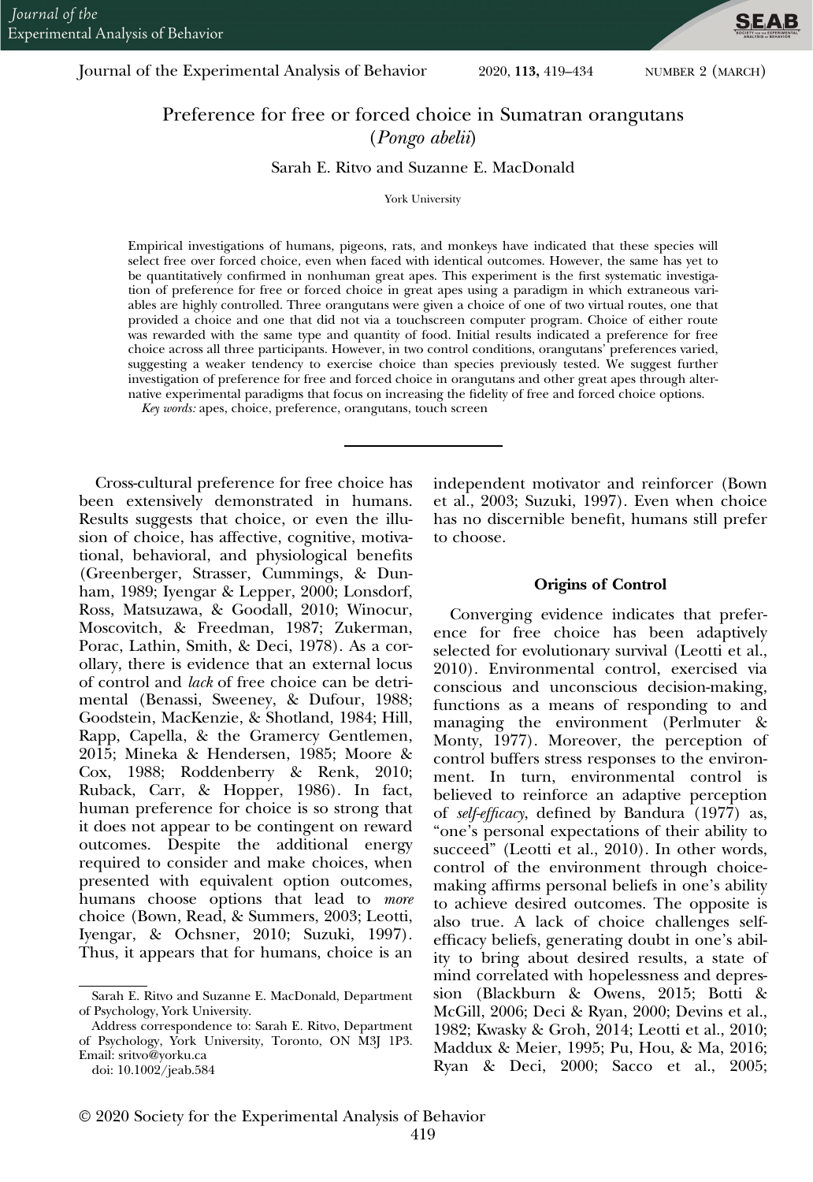# Preference for free or forced choice in Sumatran orangutans (*Pongo abelii*)

Sarah E. Ritvo and Suzanne E. MacDonald

York University

Empirical investigations of humans, pigeons, rats, and monkeys have indicated that these species will select free over forced choice, even when faced with identical outcomes. However, the same has yet to be quantitatively confirmed in nonhuman great apes. This experiment is the first systematic investigation of preference for free or forced choice in great apes using a paradigm in which extraneous variables are highly controlled. Three orangutans were given a choice of one of two virtual routes, one that provided a choice and one that did not via a touchscreen computer program. Choice of either route was rewarded with the same type and quantity of food. Initial results indicated a preference for free choice across all three participants. However, in two control conditions, orangutans' preferences varied, suggesting a weaker tendency to exercise choice than species previously tested. We suggest further investigation of preference for free and forced choice in orangutans and other great apes through alternative experimental paradigms that focus on increasing the fidelity of free and forced choice options.

*Key words:* apes, choice, preference, orangutans, touch screen

---

Cross-cultural preference for free choice has been extensively demonstrated in humans. Results suggests that choice, or even the illusion of choice, has affective, cognitive, motivational, behavioral, and physiological benefits (Greenberger, Strasser, Cummings, & Dunham, 1989; Iyengar & Lepper, 2000; Lonsdorf, Ross, Matsuzawa, & Goodall, 2010; Winocur, Moscovitch, & Freedman, 1987; Zukerman, Porac, Lathin, Smith, & Deci, 1978). As a corollary, there is evidence that an external locus of control and *lack* of free choice can be detrimental (Benassi, Sweeney, & Dufour, 1988; Goodstein, MacKenzie, & Shotland, 1984; Hill, Rapp, Capella, & the Gramercy Gentlemen, 2015; Mineka & Hendersen, 1985; Moore & Cox, 1988; Roddenberry & Renk, 2010; Ruback, Carr, & Hopper, 1986). In fact, human preference for choice is so strong that it does not appear to be contingent on reward outcomes. Despite the additional energy required to consider and make choices, when presented with equivalent option outcomes, humans choose options that lead to *more* choice (Bown, Read, & Summers, 2003; Leotti, Iyengar, & Ochsner, 2010; Suzuki, 1997). Thus, it appears that for humans, choice is an independent motivator and reinforcer (Bown et al., 2003; Suzuki, 1997). Even when choice has no discernible benefit, humans still prefer to choose.

### Origins of Control

Converging evidence indicates that preference for free choice has been adaptively selected for evolutionary survival (Leotti et al., 2010). Environmental control, exercised via conscious and unconscious decision-making, functions as a means of responding to and managing the environment (Perlmuter & Monty, 1977). Moreover, the perception of control buffers stress responses to the environment. In turn, environmental control is believed to reinforce an adaptive perception of *self-efficacy*, defined by Bandura (1977) as, "one's personal expectations of their ability to succeed" (Leotti et al., 2010). In other words, control of the environment through choice-making affirms personal beliefs in one's ability to achieve desired outcomes. The opposite is also true. A lack of choice challenges self-efficacy beliefs, generating doubt in one's ability to bring about desired results, a state of mind correlated with hopelessness and depression (Blackburn & Owens, 2015; Botti & McGill, 2006; Deci & Ryan, 2000; Devins et al., 1982; Kwasky & Groh, 2014; Leotti et al., 2010; Maddux & Meier, 1995; Pu, Hou, & Ma, 2016; Ryan & Deci, 2000; Sacco et al., 2005;

---

Sarah E. Ritvo and Suzanne E. MacDonald, Department of Psychology, York University.

Address correspondence to: Sarah E. Ritvo, Department of Psychology, York University, Toronto, ON M3J 1P3. Email: sritvo@yorku.ca

doi: 10.1002/jeab.584

© 2020 Society for the Experimental Analysis of Behavior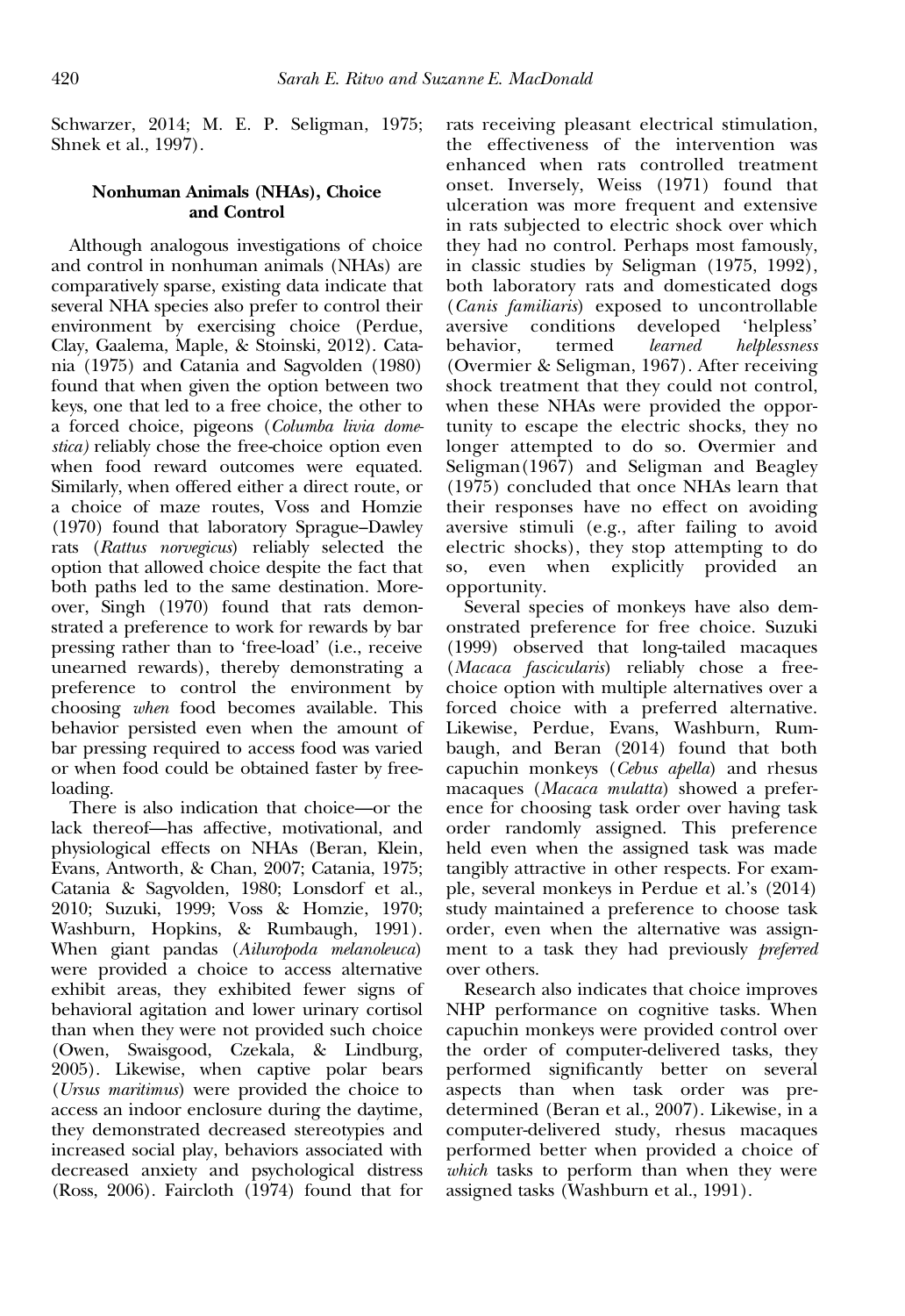Schwarzer, 2014; M. E. P. Seligman, 1975; Shnek et al., 1997).

## Nonhuman Animals (NHAs), Choice and Control

Although analogous investigations of choice and control in nonhuman animals (NHAs) are comparatively sparse, existing data indicate that several NHA species also prefer to control their environment by exercising choice (Perdue, Clay, Gaalema, Maple, & Stoinski, 2012). Catania (1975) and Catania and Sagvolden (1980) found that when given the option between two keys, one that led to a free choice, the other to a forced choice, pigeons (*Columba livia domestica)* reliably chose the free-choice option even when food reward outcomes were equated. Similarly, when offered either a direct route, or a choice of maze routes, Voss and Homzie (1970) found that laboratory Sprague–Dawley rats (*Rattus norvegicus*) reliably selected the option that allowed choice despite the fact that both paths led to the same destination. Moreover, Singh (1970) found that rats demonstrated a preference to work for rewards by bar pressing rather than to 'free-load' (i.e., receive unearned rewards), thereby demonstrating a preference to control the environment by choosing *when* food becomes available. This behavior persisted even when the amount of bar pressing required to access food was varied or when food could be obtained faster by free-loading.

There is also indication that choice—or the lack thereof—has affective, motivational, and physiological effects on NHAs (Beran, Klein, Evans, Antworth, & Chan, 2007; Catania, 1975; Catania & Sagvolden, 1980; Lonsdorf et al., 2010; Suzuki, 1999; Voss & Homzie, 1970; Washburn, Hopkins, & Rumbaugh, 1991). When giant pandas (*Ailuropoda melanoleuca*) were provided a choice to access alternative exhibit areas, they exhibited fewer signs of behavioral agitation and lower urinary cortisol than when they were not provided such choice (Owen, Swaisgood, Czekala, & Lindburg, 2005). Likewise, when captive polar bears (*Ursus maritimus*) were provided the choice to access an indoor enclosure during the daytime, they demonstrated decreased stereotypies and increased social play, behaviors associated with decreased anxiety and psychological distress (Ross, 2006). Faircloth (1974) found that for rats receiving pleasant electrical stimulation, the effectiveness of the intervention was enhanced when rats controlled treatment onset. Inversely, Weiss (1971) found that ulceration was more frequent and extensive in rats subjected to electric shock over which they had no control. Perhaps most famously, in classic studies by Seligman (1975, 1992), both laboratory rats and domesticated dogs (*Canis familiaris*) exposed to uncontrollable aversive conditions developed 'helpless' behavior, termed *learned helplessness* (Overmier & Seligman, 1967). After receiving shock treatment that they could not control, when these NHAs were provided the opportunity to escape the electric shocks, they no longer attempted to do so. Overmier and Seligman (1967) and Seligman and Beagley (1975) concluded that once NHAs learn that their responses have no effect on avoiding aversive stimuli (e.g., after failing to avoid electric shocks), they stop attempting to do so, even when explicitly provided an opportunity.

Several species of monkeys have also demonstrated preference for free choice. Suzuki (1999) observed that long-tailed macaques (*Macaca fascicularis*) reliably chose a free-choice option with multiple alternatives over a forced choice with a preferred alternative. Likewise, Perdue, Evans, Washburn, Rumbaugh, and Beran (2014) found that both capuchin monkeys (*Cebus apella*) and rhesus macaques (*Macaca mulatta*) showed a preference for choosing task order over having task order randomly assigned. This preference held even when the assigned task was made tangibly attractive in other respects. For example, several monkeys in Perdue et al.'s (2014) study maintained a preference to choose task order, even when the alternative was assignment to a task they had previously *preferred* over others.

Research also indicates that choice improves NHP performance on cognitive tasks. When capuchin monkeys were provided control over the order of computer-delivered tasks, they performed significantly better on several aspects than when task order was predetermined (Beran et al., 2007). Likewise, in a computer-delivered study, rhesus macaques performed better when provided a choice of *which* tasks to perform than when they were assigned tasks (Washburn et al., 1991).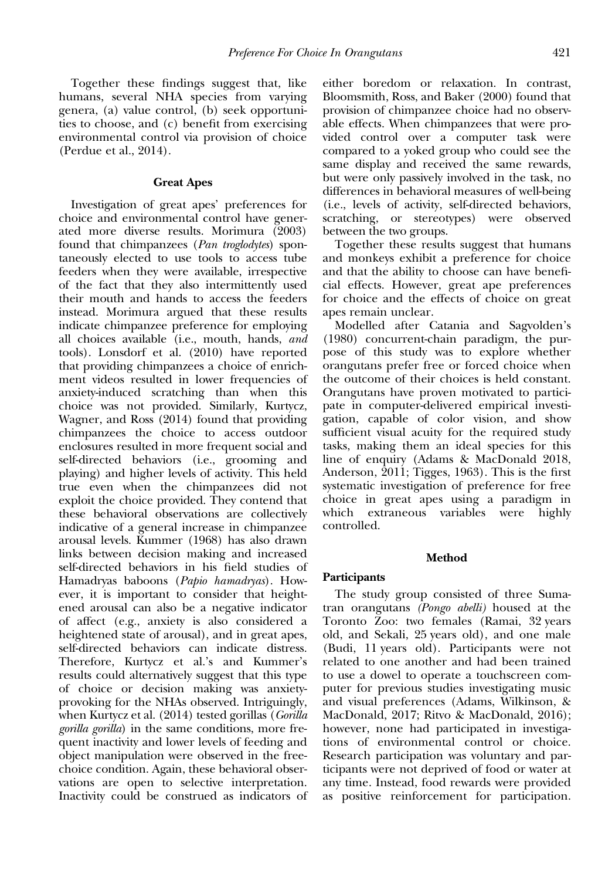Together these findings suggest that, like humans, several NHA species from varying genera, (a) value control, (b) seek opportunities to choose, and (c) benefit from exercising environmental control via provision of choice (Perdue et al., 2014).

### Great Apes

Investigation of great apes' preferences for choice and environmental control have generated more diverse results. Morimura (2003) found that chimpanzees (*Pan troglodytes*) spontaneously elected to use tools to access tube feeders when they were available, irrespective of the fact that they also intermittently used their mouth and hands to access the feeders instead. Morimura argued that these results indicate chimpanzee preference for employing all choices available (i.e., mouth, hands, *and* tools). Lonsdorf et al. (2010) have reported that providing chimpanzees a choice of enrichment videos resulted in lower frequencies of anxiety-induced scratching than when this choice was not provided. Similarly, Kurtycz, Wagner, and Ross (2014) found that providing chimpanzees the choice to access outdoor enclosures resulted in more frequent social and self-directed behaviors (i.e., grooming and playing) and higher levels of activity. This held true even when the chimpanzees did not exploit the choice provided. They contend that these behavioral observations are collectively indicative of a general increase in chimpanzee arousal levels. Kummer (1968) has also drawn links between decision making and increased self-directed behaviors in his field studies of Hamadryas baboons (*Papio hamadryas*). However, it is important to consider that heightened arousal can also be a negative indicator of affect (e.g., anxiety is also considered a heightened state of arousal), and in great apes, self-directed behaviors can indicate distress. Therefore, Kurtycz et al.'s and Kummer's results could alternatively suggest that this type of choice or decision making was anxiety-provoking for the NHAs observed. Intriguingly, when Kurtycz et al. (2014) tested gorillas (*Gorilla gorilla gorilla*) in the same conditions, more frequent inactivity and lower levels of feeding and object manipulation were observed in the free-choice condition. Again, these behavioral observations are open to selective interpretation. Inactivity could be construed as indicators of either boredom or relaxation. In contrast, Bloomsmith, Ross, and Baker (2000) found that provision of chimpanzee choice had no observable effects. When chimpanzees that were provided control over a computer task were compared to a yoked group who could see the same display and received the same rewards, but were only passively involved in the task, no differences in behavioral measures of well-being (i.e., levels of activity, self-directed behaviors, scratching, or stereotypes) were observed between the two groups.

Together these results suggest that humans and monkeys exhibit a preference for choice and that the ability to choose can have beneficial effects. However, great ape preferences for choice and the effects of choice on great apes remain unclear.

Modelled after Catania and Sagvolden's (1980) concurrent-chain paradigm, the purpose of this study was to explore whether orangutans prefer free or forced choice when the outcome of their choices is held constant. Orangutans have proven motivated to participate in computer-delivered empirical investigation, capable of color vision, and show sufficient visual acuity for the required study tasks, making them an ideal species for this line of enquiry (Adams & MacDonald 2018, Anderson, 2011; Tigges, 1963). This is the first systematic investigation of preference for free choice in great apes using a paradigm in which extraneous variables were highly controlled.

## Method

### Participants

The study group consisted of three Sumatran orangutans *(Pongo abelli)* housed at the Toronto Zoo: two females (Ramai, 32 years old, and Sekali, 25 years old), and one male (Budi, 11 years old). Participants were not related to one another and had been trained to use a dowel to operate a touchscreen computer for previous studies investigating music and visual preferences (Adams, Wilkinson, & MacDonald, 2017; Ritvo & MacDonald, 2016); however, none had participated in investigations of environmental control or choice. Research participation was voluntary and participants were not deprived of food or water at any time. Instead, food rewards were provided as positive reinforcement for participation.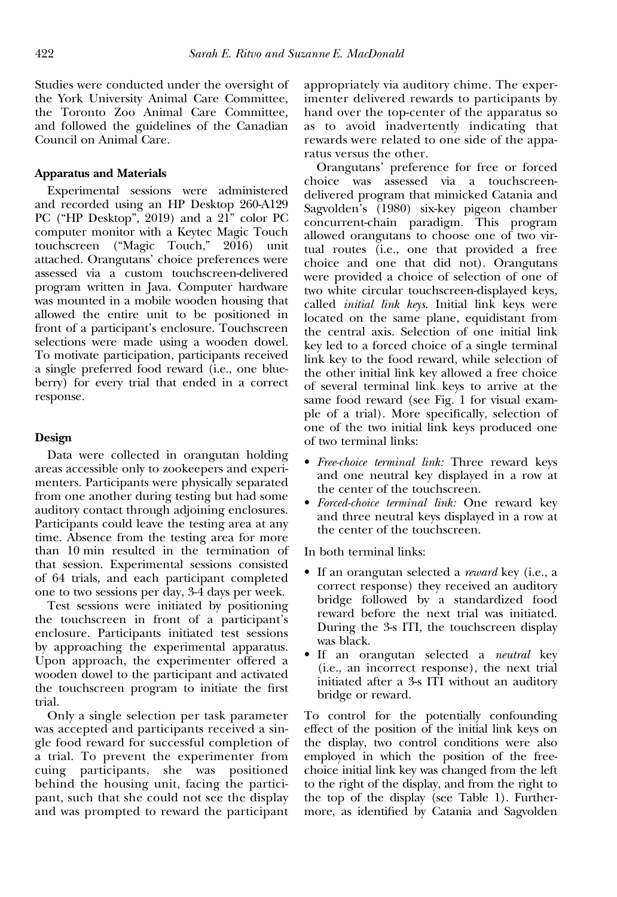Studies were conducted under the oversight of the York University Animal Care Committee, the Toronto Zoo Animal Care Committee, and followed the guidelines of the Canadian Council on Animal Care.

### Apparatus and Materials

Experimental sessions were administered and recorded using an HP Desktop 260-A129 PC ("HP Desktop", 2019) and a 21" color PC computer monitor with a Keytec Magic Touch touchscreen ("Magic Touch," 2016) unit attached. Orangutans' choice preferences were assessed via a custom touchscreen-delivered program written in Java. Computer hardware was mounted in a mobile wooden housing that allowed the entire unit to be positioned in front of a participant's enclosure. Touchscreen selections were made using a wooden dowel. To motivate participation, participants received a single preferred food reward (i.e., one blueberry) for every trial that ended in a correct response.

### Design

Data were collected in orangutan holding areas accessible only to zookeepers and experimenters. Participants were physically separated from one another during testing but had some auditory contact through adjoining enclosures. Participants could leave the testing area at any time. Absence from the testing area for more than 10 min resulted in the termination of that session. Experimental sessions consisted of 64 trials, and each participant completed one to two sessions per day, 3-4 days per week.

Test sessions were initiated by positioning the touchscreen in front of a participant's enclosure. Participants initiated test sessions by approaching the experimental apparatus. Upon approach, the experimenter offered a wooden dowel to the participant and activated the touchscreen program to initiate the first trial.

Only a single selection per task parameter was accepted and participants received a single food reward for successful completion of a trial. To prevent the experimenter from cuing participants, she was positioned behind the housing unit, facing the participant, such that she could not see the display and was prompted to reward the participant appropriately via auditory chime. The experimenter delivered rewards to participants by hand over the top-center of the apparatus so as to avoid inadvertently indicating that rewards were related to one side of the apparatus versus the other.

Orangutans' preference for free or forced choice was assessed via a touchscreen-delivered program that mimicked Catania and Sagvolden's (1980) six-key pigeon chamber concurrent-chain paradigm. This program allowed orangutans to choose one of two virtual routes (i.e., one that provided a free choice and one that did not). Orangutans were provided a choice of selection of one of two white circular touchscreen-displayed keys, called *initial link keys*. Initial link keys were located on the same plane, equidistant from the central axis. Selection of one initial link key led to a forced choice of a single terminal link key to the food reward, while selection of the other initial link key allowed a free choice of several terminal link keys to arrive at the same food reward (see Fig. 1 for visual example of a trial). More specifically, selection of one of the two initial link keys produced one of two terminal links:

- *Free-choice terminal link:* Three reward keys and one neutral key displayed in a row at the center of the touchscreen.
- *Forced-choice terminal link:* One reward key and three neutral keys displayed in a row at the center of the touchscreen.

In both terminal links:

- If an orangutan selected a *reward* key (i.e., a correct response) they received an auditory bridge followed by a standardized food reward before the next trial was initiated. During the 3-s ITI, the touchscreen display was black.
- If an orangutan selected a *neutral* key (i.e., an incorrect response), the next trial initiated after a 3-s ITI without an auditory bridge or reward.

To control for the potentially confounding effect of the position of the initial link keys on the display, two control conditions were also employed in which the position of the free-choice initial link key was changed from the left to the right of the display, and from the right to the top of the display (see Table 1). Furthermore, as identified by Catania and Sagvolden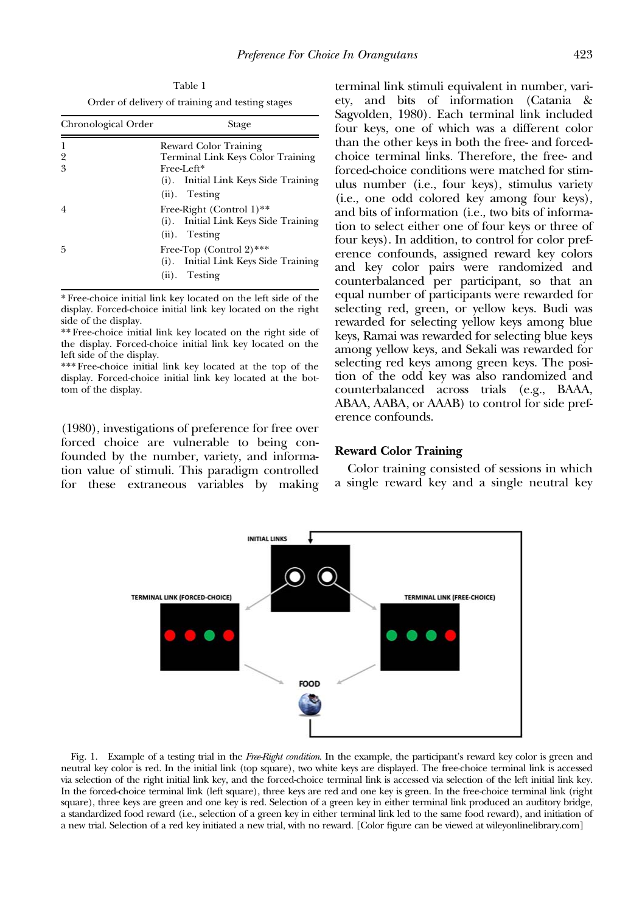Table 1

Order of delivery of training and testing stages

| Chronological Order | Stage |
|---|---|
| 1 | Reward Color Training |
| 2 | Terminal Link Keys Color Training |
| 3 | Free-Left* |
| | (i). Initial Link Keys Side Training |
| | (ii). Testing |
| 4 | Free-Right (Control 1)** |
| | (i). Initial Link Keys Side Training |
| | (ii). Testing |
| 5 | Free-Top (Control 2)*** |
| | (i). Initial Link Keys Side Training |
| | (ii). Testing |

*Free-choice initial link key located on the left side of the display. Forced-choice initial link key located on the right side of the display.
**Free-choice initial link key located on the right side of the display. Forced-choice initial link key located on the left side of the display.
***Free-choice initial link key located at the top of the display. Forced-choice initial link key located at the bottom of the display.

(1980), investigations of preference for free over forced choice are vulnerable to being confounded by the number, variety, and information value of stimuli. This paradigm controlled for these extraneous variables by making terminal link stimuli equivalent in number, variety, and bits of information (Catania & Sagvolden, 1980). Each terminal link included four keys, one of which was a different color than the other keys in both the free- and forced-choice terminal links. Therefore, the free- and forced-choice conditions were matched for stimulus number (i.e., four keys), stimulus variety (i.e., one odd colored key among four keys), and bits of information (i.e., two bits of information to select either one of four keys or three of four keys). In addition, to control for color preference confounds, assigned reward key colors and key color pairs were randomized and counterbalanced per participant, so that an equal number of participants were rewarded for selecting red, green, or yellow keys. Budi was rewarded for selecting yellow keys among blue keys, Ramai was rewarded for selecting blue keys among yellow keys, and Sekali was rewarded for selecting red keys among green keys. The position of the odd key was also randomized and counterbalanced across trials (e.g., BAAA, ABAA, AABA, or AAAB) to control for side preference confounds.

## Reward Color Training

Color training consisted of sessions in which a single reward key and a single neutral key

INITIAL LINKS

TERMINAL LINK (FORCED-CHOICE)

TERMINAL LINK (FREE-CHOICE)

FOOD

Fig. 1. Example of a testing trial in the *Free-Right condition*. In the example, the participant's reward key color is green and neutral key color is red. In the initial link (top square), two white keys are displayed. The free-choice terminal link is accessed via selection of the right initial link key, and the forced-choice terminal link is accessed via selection of the left initial link key. In the forced-choice terminal link (left square), three keys are red and one key is green. In the free-choice terminal link (right square), three keys are green and one key is red. Selection of a green key in either terminal link produced an auditory bridge, a standardized food reward (i.e., selection of a green key in either terminal link led to the same food reward), and initiation of a new trial. Selection of a red key initiated a new trial, with no reward. [Color figure can be viewed at wileyonlinelibrary.com]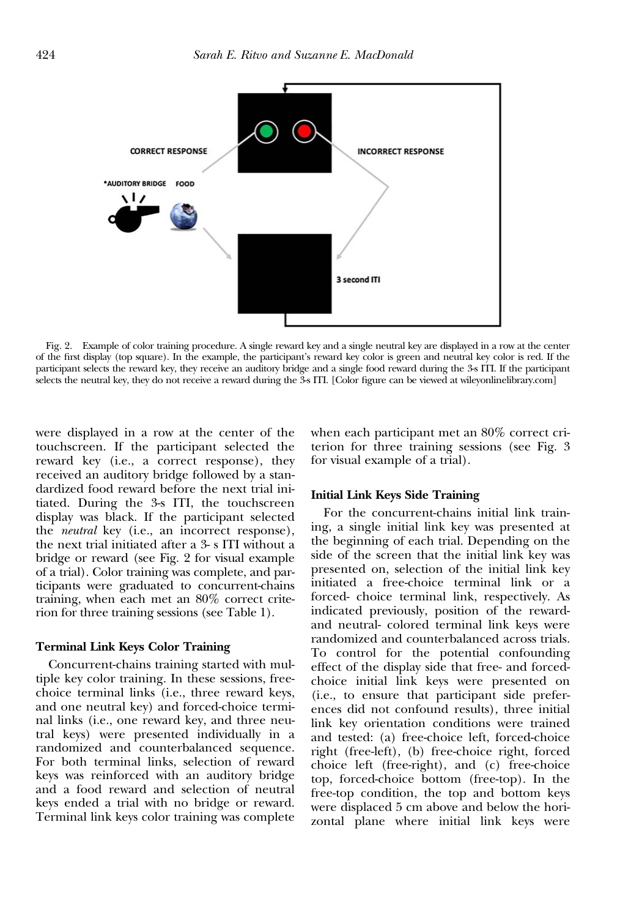CORRECT RESPONSE

INCORRECT RESPONSE

*AUDITORY BRIDGE

FOOD

3 second ITI

Fig. 2. Example of color training procedure. A single reward key and a single neutral key are displayed in a row at the center of the first display (top square). In the example, the participant's reward key color is green and neutral key color is red. If the participant selects the reward key, they receive an auditory bridge and a single food reward during the 3-s ITI. If the participant selects the neutral key, they do not receive a reward during the 3-s ITI. [Color figure can be viewed at wileyonlinelibrary.com]

were displayed in a row at the center of the touchscreen. If the participant selected the reward key (i.e., a correct response), they received an auditory bridge followed by a standardized food reward before the next trial initiated. During the 3-s ITI, the touchscreen display was black. If the participant selected the *neutral* key (i.e., an incorrect response), the next trial initiated after a 3- s ITI without a bridge or reward (see Fig. 2 for visual example of a trial). Color training was complete, and participants were graduated to concurrent-chains training, when each met an 80% correct criterion for three training sessions (see Table 1).

### Terminal Link Keys Color Training

Concurrent-chains training started with multiple key color training. In these sessions, free-choice terminal links (i.e., three reward keys, and one neutral key) and forced-choice terminal links (i.e., one reward key, and three neutral keys) were presented individually in a randomized and counterbalanced sequence. For both terminal links, selection of reward keys was reinforced with an auditory bridge and a food reward and selection of neutral keys ended a trial with no bridge or reward. Terminal link keys color training was complete when each participant met an 80% correct criterion for three training sessions (see Fig. 3 for visual example of a trial).

### Initial Link Keys Side Training

For the concurrent-chains initial link training, a single initial link key was presented at the beginning of each trial. Depending on the side of the screen that the initial link key was presented on, selection of the initial link key initiated a free-choice terminal link or a forced- choice terminal link, respectively. As indicated previously, position of the reward- and neutral- colored terminal link keys were randomized and counterbalanced across trials. To control for the potential confounding effect of the display side that free- and forced-choice initial link keys were presented on (i.e., to ensure that participant side preferences did not confound results), three initial link key orientation conditions were trained and tested: (a) free-choice left, forced-choice right (free-left), (b) free-choice right, forced choice left (free-right), and (c) free-choice top, forced-choice bottom (free-top). In the free-top condition, the top and bottom keys were displaced 5 cm above and below the horizontal plane where initial link keys were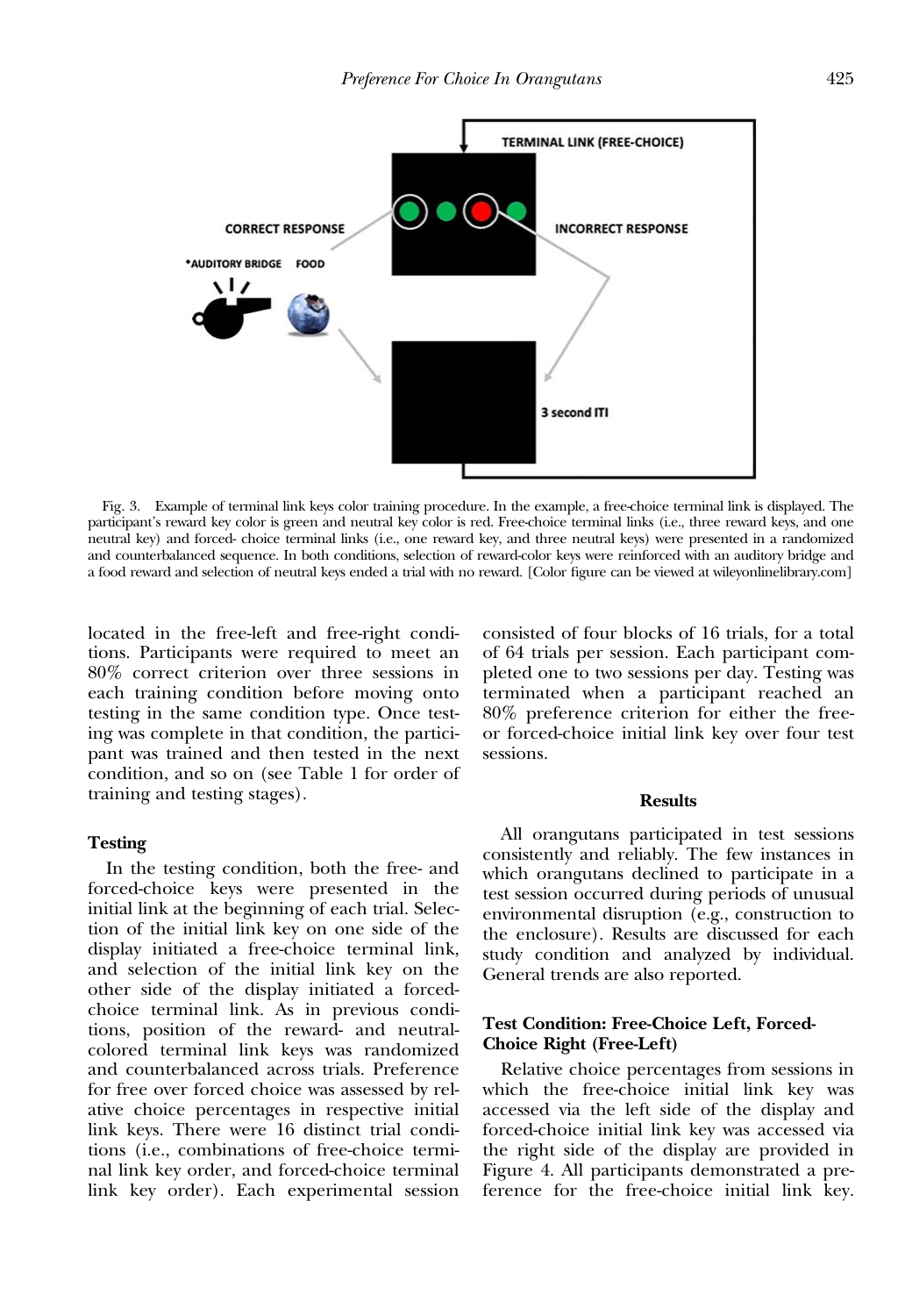TERMINAL LINK (FREE-CHOICE)

CORRECT RESPONSE

INCORRECT RESPONSE

*AUDITORY BRIDGE FOOD

3 second ITI

Fig. 3. Example of terminal link keys color training procedure. In the example, a free-choice terminal link is displayed. The participant's reward key color is green and neutral key color is red. Free-choice terminal links (i.e., three reward keys, and one neutral key) and forced- choice terminal links (i.e., one reward key, and three neutral keys) were presented in a randomized and counterbalanced sequence. In both conditions, selection of reward-color keys were reinforced with an auditory bridge and a food reward and selection of neutral keys ended a trial with no reward. [Color figure can be viewed at wileyonlinelibrary.com]

located in the free-left and free-right conditions. Participants were required to meet an 80% correct criterion over three sessions in each training condition before moving onto testing in the same condition type. Once testing was complete in that condition, the participant was trained and then tested in the next condition, and so on (see Table 1 for order of training and testing stages).

### Testing

In the testing condition, both the free- and forced-choice keys were presented in the initial link at the beginning of each trial. Selection of the initial link key on one side of the display initiated a free-choice terminal link, and selection of the initial link key on the other side of the display initiated a forced-choice terminal link. As in previous conditions, position of the reward- and neutral-colored terminal link keys was randomized and counterbalanced across trials. Preference for free over forced choice was assessed by relative choice percentages in respective initial link keys. There were 16 distinct trial conditions (i.e., combinations of free-choice terminal link key order, and forced-choice terminal link key order). Each experimental session consisted of four blocks of 16 trials, for a total of 64 trials per session. Each participant completed one to two sessions per day. Testing was terminated when a participant reached an 80% preference criterion for either the free- or forced-choice initial link key over four test sessions.

## Results

All orangutans participated in test sessions consistently and reliably. The few instances in which orangutans declined to participate in a test session occurred during periods of unusual environmental disruption (e.g., construction to the enclosure). Results are discussed for each study condition and analyzed by individual. General trends are also reported.

### Test Condition: Free-Choice Left, Forced-Choice Right (Free-Left)

Relative choice percentages from sessions in which the free-choice initial link key was accessed via the left side of the display and forced-choice initial link key was accessed via the right side of the display are provided in Figure 4. All participants demonstrated a preference for the free-choice initial link key.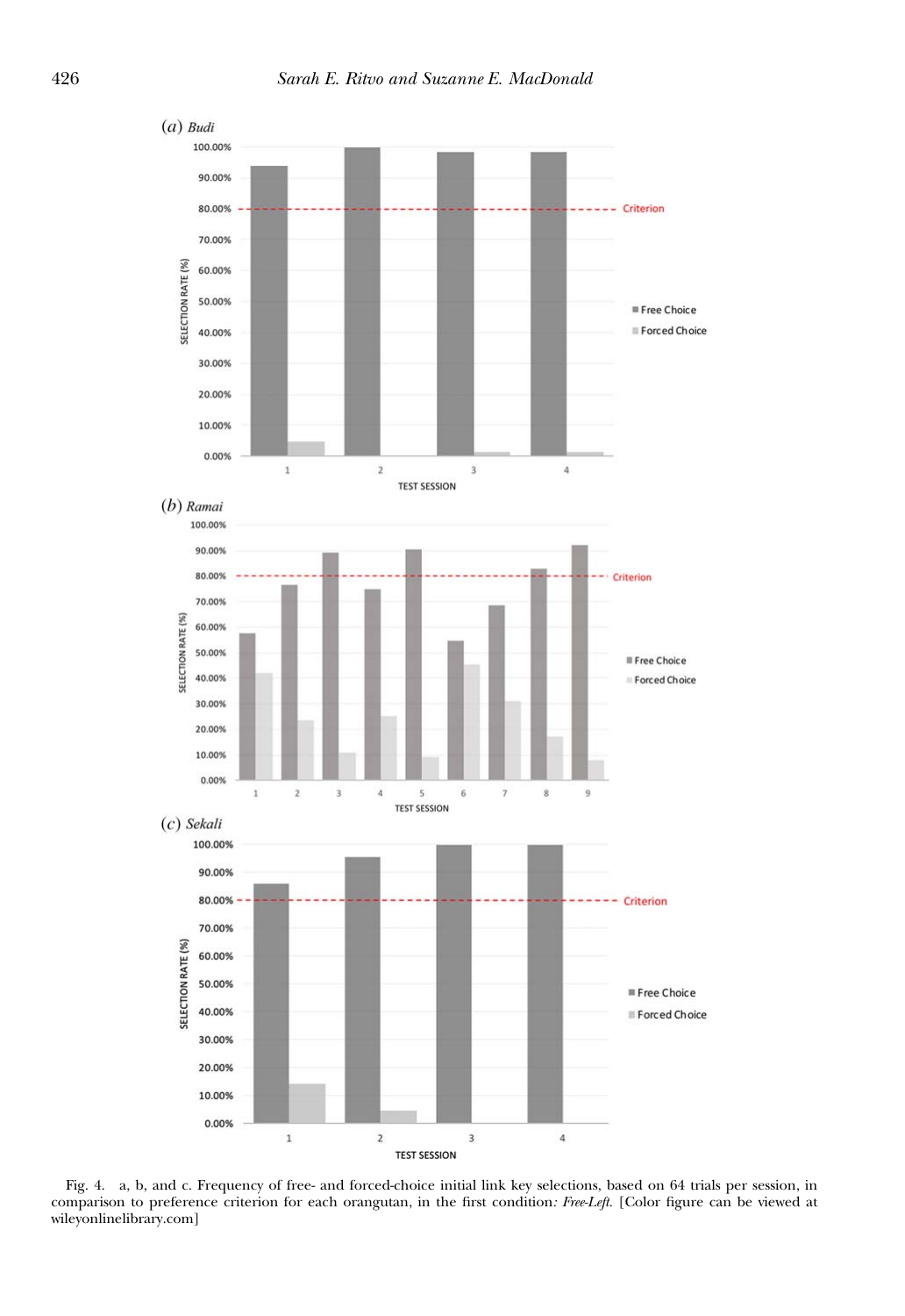(a) Budi

100.00%
90.00%
80.00%
70.00%
60.00%
50.00%
40.00%
30.00%
20.00%
10.00%
0.00%

SELECTION RATE (%)

Criterion

Free Choice
Forced Choice

1 2 3 4

TEST SESSION

(b) Ramai

100.00%
90.00%
80.00%
70.00%
60.00%
50.00%
40.00%
30.00%
20.00%
10.00%
0.00%

SELECTION RATE (%)

Criterion

Free Choice
Forced Choice

1 2 3 4 5 6 7 8 9

TEST SESSION

(c) Sekali

100.00%
90.00%
80.00%
70.00%
60.00%
50.00%
40.00%
30.00%
20.00%
10.00%
0.00%

SELECTION RATE (%)

Criterion

Free Choice
Forced Choice

1 2 3 4

TEST SESSION

Fig. 4. a, b, and c. Frequency of free- and forced-choice initial link key selections, based on 64 trials per session, in comparison to preference criterion for each orangutan, in the first condition: *Free-Left*. [Color figure can be viewed at wileyonlinelibrary.com]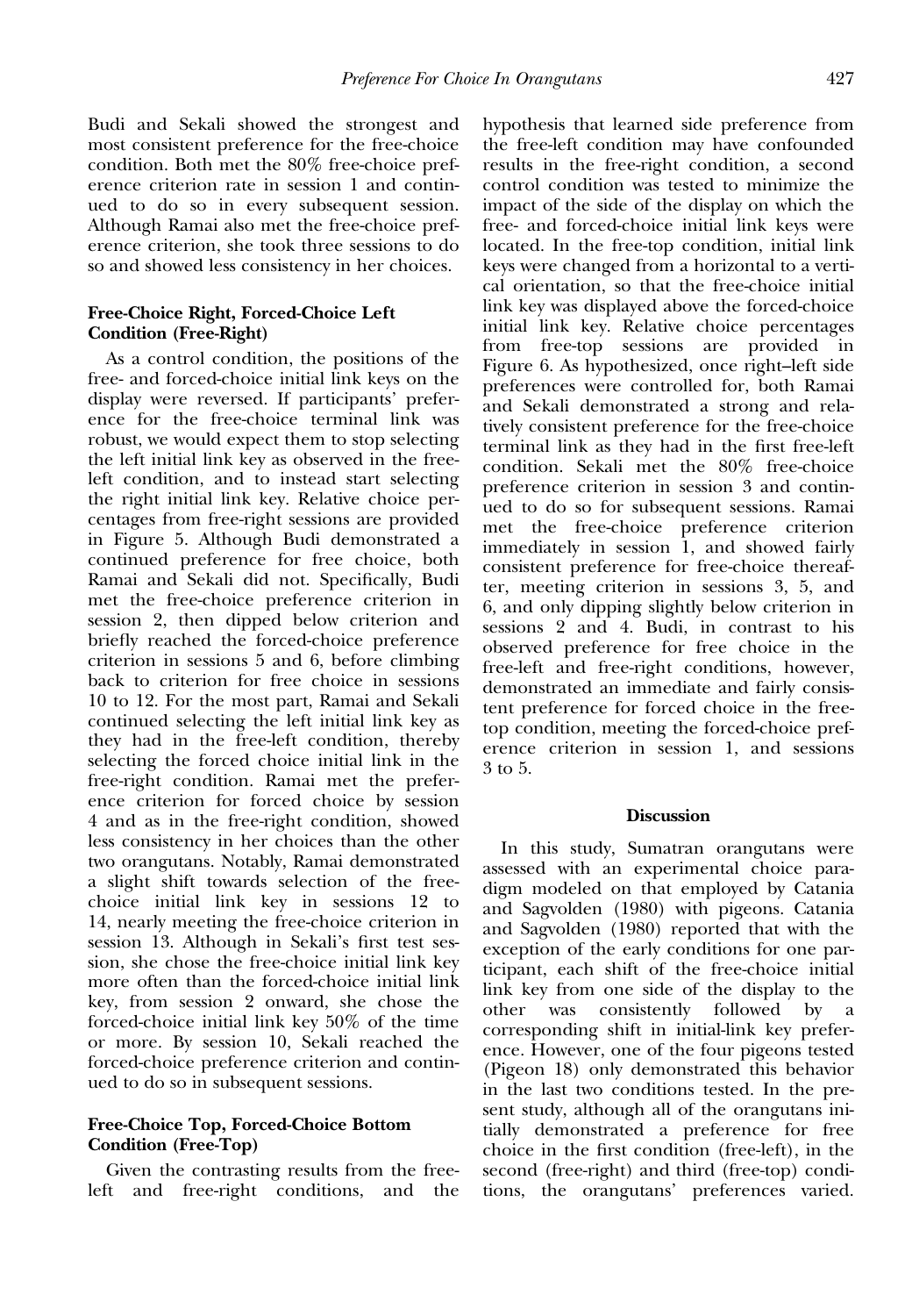Budi and Sekali showed the strongest and most consistent preference for the free-choice condition. Both met the 80% free-choice preference criterion rate in session 1 and continued to do so in every subsequent session. Although Ramai also met the free-choice preference criterion, she took three sessions to do so and showed less consistency in her choices.

### Free-Choice Right, Forced-Choice Left Condition (Free-Right)

As a control condition, the positions of the free- and forced-choice initial link keys on the display were reversed. If participants' preference for the free-choice terminal link was robust, we would expect them to stop selecting the left initial link key as observed in the free-left condition, and to instead start selecting the right initial link key. Relative choice percentages from free-right sessions are provided in Figure 5. Although Budi demonstrated a continued preference for free choice, both Ramai and Sekali did not. Specifically, Budi met the free-choice preference criterion in session 2, then dipped below criterion and briefly reached the forced-choice preference criterion in sessions 5 and 6, before climbing back to criterion for free choice in sessions 10 to 12. For the most part, Ramai and Sekali continued selecting the left initial link key as they had in the free-left condition, thereby selecting the forced choice initial link in the free-right condition. Ramai met the preference criterion for forced choice by session 4 and as in the free-right condition, showed less consistency in her choices than the other two orangutans. Notably, Ramai demonstrated a slight shift towards selection of the free-choice initial link key in sessions 12 to 14, nearly meeting the free-choice criterion in session 13. Although in Sekali's first test session, she chose the free-choice initial link key more often than the forced-choice initial link key, from session 2 onward, she chose the forced-choice initial link key 50% of the time or more. By session 10, Sekali reached the forced-choice preference criterion and continued to do so in subsequent sessions.

### Free-Choice Top, Forced-Choice Bottom Condition (Free-Top)

Given the contrasting results from the free-left and free-right conditions, and the hypothesis that learned side preference from the free-left condition may have confounded results in the free-right condition, a second control condition was tested to minimize the impact of the side of the display on which the free- and forced-choice initial link keys were located. In the free-top condition, initial link keys were changed from a horizontal to a vertical orientation, so that the free-choice initial link key was displayed above the forced-choice initial link key. Relative choice percentages from free-top sessions are provided in Figure 6. As hypothesized, once right–left side preferences were controlled for, both Ramai and Sekali demonstrated a strong and relatively consistent preference for the free-choice terminal link as they had in the first free-left condition. Sekali met the 80% free-choice preference criterion in session 3 and continued to do so for subsequent sessions. Ramai met the free-choice preference criterion immediately in session 1, and showed fairly consistent preference for free-choice thereafter, meeting criterion in sessions 3, 5, and 6, and only dipping slightly below criterion in sessions 2 and 4. Budi, in contrast to his observed preference for free choice in the free-left and free-right conditions, however, demonstrated an immediate and fairly consistent preference for forced choice in the free-top condition, meeting the forced-choice preference criterion in session 1, and sessions 3 to 5.

## Discussion

In this study, Sumatran orangutans were assessed with an experimental choice paradigm modeled on that employed by Catania and Sagvolden (1980) with pigeons. Catania and Sagvolden (1980) reported that with the exception of the early conditions for one participant, each shift of the free-choice initial link key from one side of the display to the other was consistently followed by a corresponding shift in initial-link key preference. However, one of the four pigeons tested (Pigeon 18) only demonstrated this behavior in the last two conditions tested. In the present study, although all of the orangutans initially demonstrated a preference for free choice in the first condition (free-left), in the second (free-right) and third (free-top) conditions, the orangutans' preferences varied.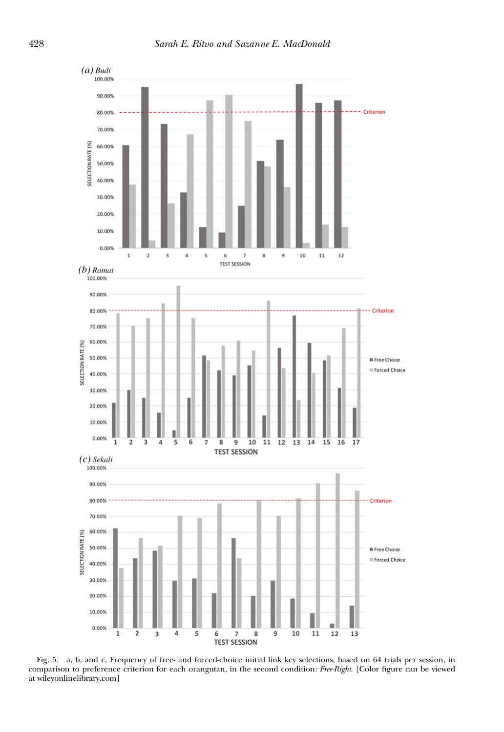(a) Budi

100.00%
90.00%
80.00%
70.00%
60.00%
50.00%
40.00%
30.00%
20.00%
10.00%
0.00%

SELECTION RATE (%)

Criterion

1 2 3 4 5 6 7 8 9 10 11 12

TEST SESSION

(b) Ramai

100.00%
90.00%
80.00%
70.00%
60.00%
50.00%
40.00%
30.00%
20.00%
10.00%
0.00%

SELECTION RATE (%)

Criterion

Free Choice
Forced Choice

1 2 3 4 5 6 7 8 9 10 11 12 13 14 15 16 17

TEST SESSION

(c) Sekali

100.00%
90.00%
80.00%
70.00%
60.00%
50.00%
40.00%
30.00%
20.00%
10.00%
0.00%

SELECTION RATE (%)

Criterion

Free Choice
Forced Choice

1 2 3 4 5 6 7 8 9 10 11 12 13

TEST SESSION

Fig. 5. a, b, and c. Frequency of free- and forced-choice initial link key selections, based on 64 trials per session, in comparison to preference criterion for each orangutan, in the second condition*: Free-Right*. [Color figure can be viewed at wileyonlinelibrary.com]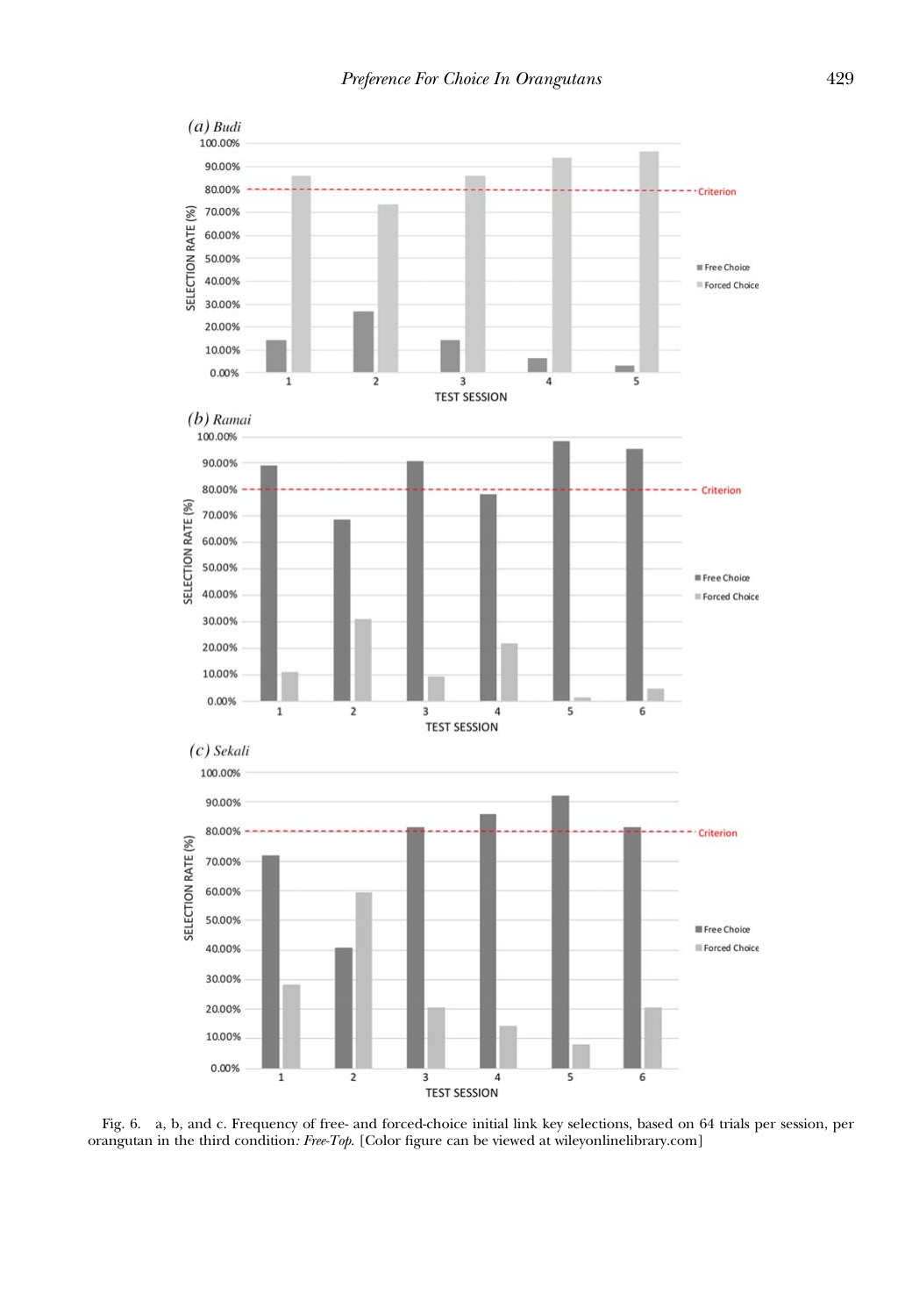(a) Budi

SELECTION RATE (%)

100.00%
90.00%
80.00%
70.00%
60.00%
50.00%
40.00%
30.00%
20.00%
10.00%
0.00%

1 2 3 4 5

TEST SESSION

Criterion

Free Choice
Forced Choice

(b) Ramai

SELECTION RATE (%)

100.00%
90.00%
80.00%
70.00%
60.00%
50.00%
40.00%
30.00%
20.00%
10.00%
0.00%

1 2 3 4 5 6

TEST SESSION

Criterion

Free Choice
Forced Choice

(c) Sekali

SELECTION RATE (%)

100.00%
90.00%
80.00%
70.00%
60.00%
50.00%
40.00%
30.00%
20.00%
10.00%
0.00%

1 2 3 4 5 6

TEST SESSION

Criterion

Free Choice
Forced Choice

Fig. 6. a, b, and c. Frequency of free- and forced-choice initial link key selections, based on 64 trials per session, per orangutan in the third condition: *Free-Top*. [Color figure can be viewed at wileyonlinelibrary.com]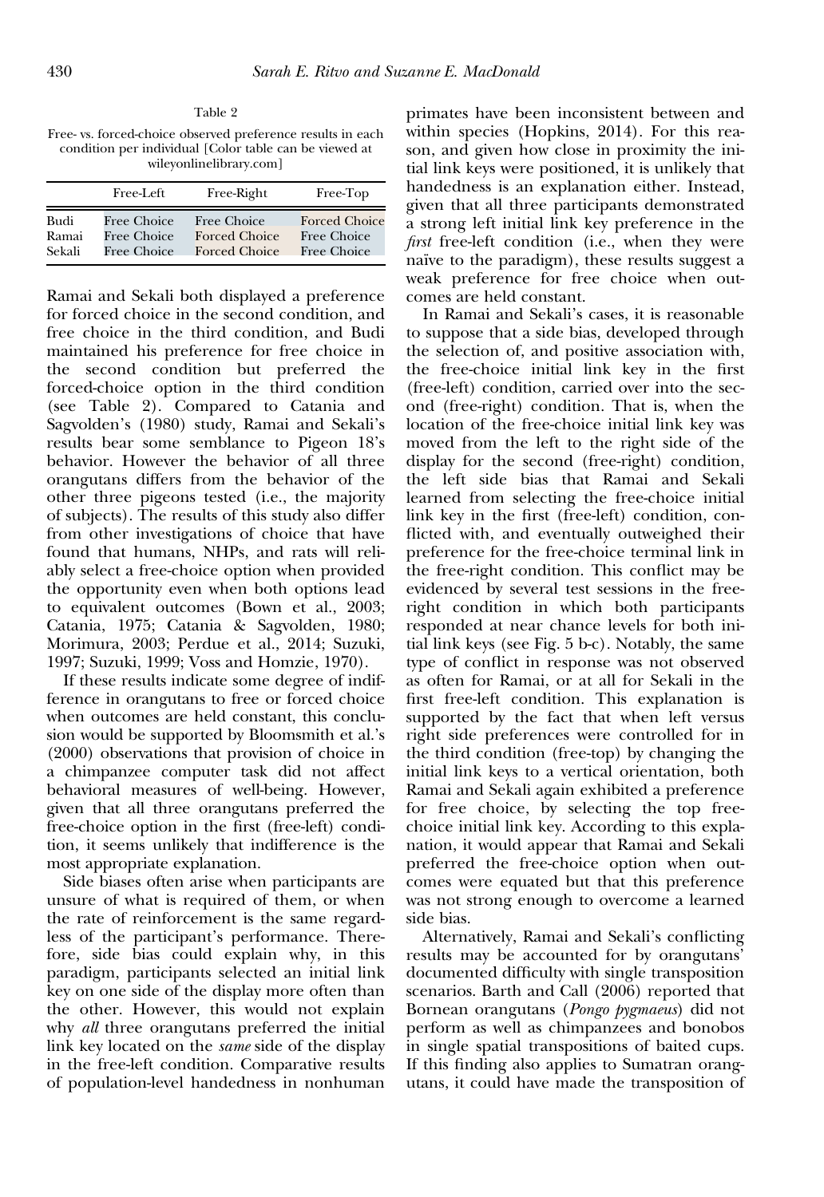Table 2

Free- vs. forced-choice observed preference results in each condition per individual [Color table can be viewed at wileyonlinelibrary.com]

| | Free-Left | Free-Right | Free-Top |
|---|---|---|---|
| Budi | Free Choice | Free Choice | Forced Choice |
| Ramai | Free Choice | Forced Choice | Free Choice |
| Sekali | Free Choice | Forced Choice | Free Choice |

Ramai and Sekali both displayed a preference for forced choice in the second condition, and free choice in the third condition, and Budi maintained his preference for free choice in the second condition but preferred the forced-choice option in the third condition (see Table 2). Compared to Catania and Sagvolden's (1980) study, Ramai and Sekali's results bear some semblance to Pigeon 18's behavior. However the behavior of all three orangutans differs from the behavior of the other three pigeons tested (i.e., the majority of subjects). The results of this study also differ from other investigations of choice that have found that humans, NHPs, and rats will reliably select a free-choice option when provided the opportunity even when both options lead to equivalent outcomes (Bown et al., 2003; Catania, 1975; Catania & Sagvolden, 1980; Morimura, 2003; Perdue et al., 2014; Suzuki, 1997; Suzuki, 1999; Voss and Homzie, 1970).

If these results indicate some degree of indifference in orangutans to free or forced choice when outcomes are held constant, this conclusion would be supported by Bloomsmith et al.'s (2000) observations that provision of choice in a chimpanzee computer task did not affect behavioral measures of well-being. However, given that all three orangutans preferred the free-choice option in the first (free-left) condition, it seems unlikely that indifference is the most appropriate explanation.

Side biases often arise when participants are unsure of what is required of them, or when the rate of reinforcement is the same regardless of the participant's performance. Therefore, side bias could explain why, in this paradigm, participants selected an initial link key on one side of the display more often than the other. However, this would not explain why *all* three orangutans preferred the initial link key located on the *same* side of the display in the free-left condition. Comparative results of population-level handedness in nonhuman primates have been inconsistent between and within species (Hopkins, 2014). For this reason, and given how close in proximity the initial link keys were positioned, it is unlikely that handedness is an explanation either. Instead, given that all three participants demonstrated a strong left initial link key preference in the *first* free-left condition (i.e., when they were naïve to the paradigm), these results suggest a weak preference for free choice when outcomes are held constant.

In Ramai and Sekali's cases, it is reasonable to suppose that a side bias, developed through the selection of, and positive association with, the free-choice initial link key in the first (free-left) condition, carried over into the second (free-right) condition. That is, when the location of the free-choice initial link key was moved from the left to the right side of the display for the second (free-right) condition, the left side bias that Ramai and Sekali learned from selecting the free-choice initial link key in the first (free-left) condition, conflicted with, and eventually outweighed their preference for the free-choice terminal link in the free-right condition. This conflict may be evidenced by several test sessions in the free-right condition in which both participants responded at near chance levels for both initial link keys (see Fig. 5 b-c). Notably, the same type of conflict in response was not observed as often for Ramai, or at all for Sekali in the first free-left condition. This explanation is supported by the fact that when left versus right side preferences were controlled for in the third condition (free-top) by changing the initial link keys to a vertical orientation, both Ramai and Sekali again exhibited a preference for free choice, by selecting the top free-choice initial link key. According to this explanation, it would appear that Ramai and Sekali preferred the free-choice option when outcomes were equated but that this preference was not strong enough to overcome a learned side bias.

Alternatively, Ramai and Sekali's conflicting results may be accounted for by orangutans' documented difficulty with single transposition scenarios. Barth and Call (2006) reported that Bornean orangutans (*Pongo pygmaeus*) did not perform as well as chimpanzees and bonobos in single spatial transpositions of baited cups. If this finding also applies to Sumatran orangutans, it could have made the transposition of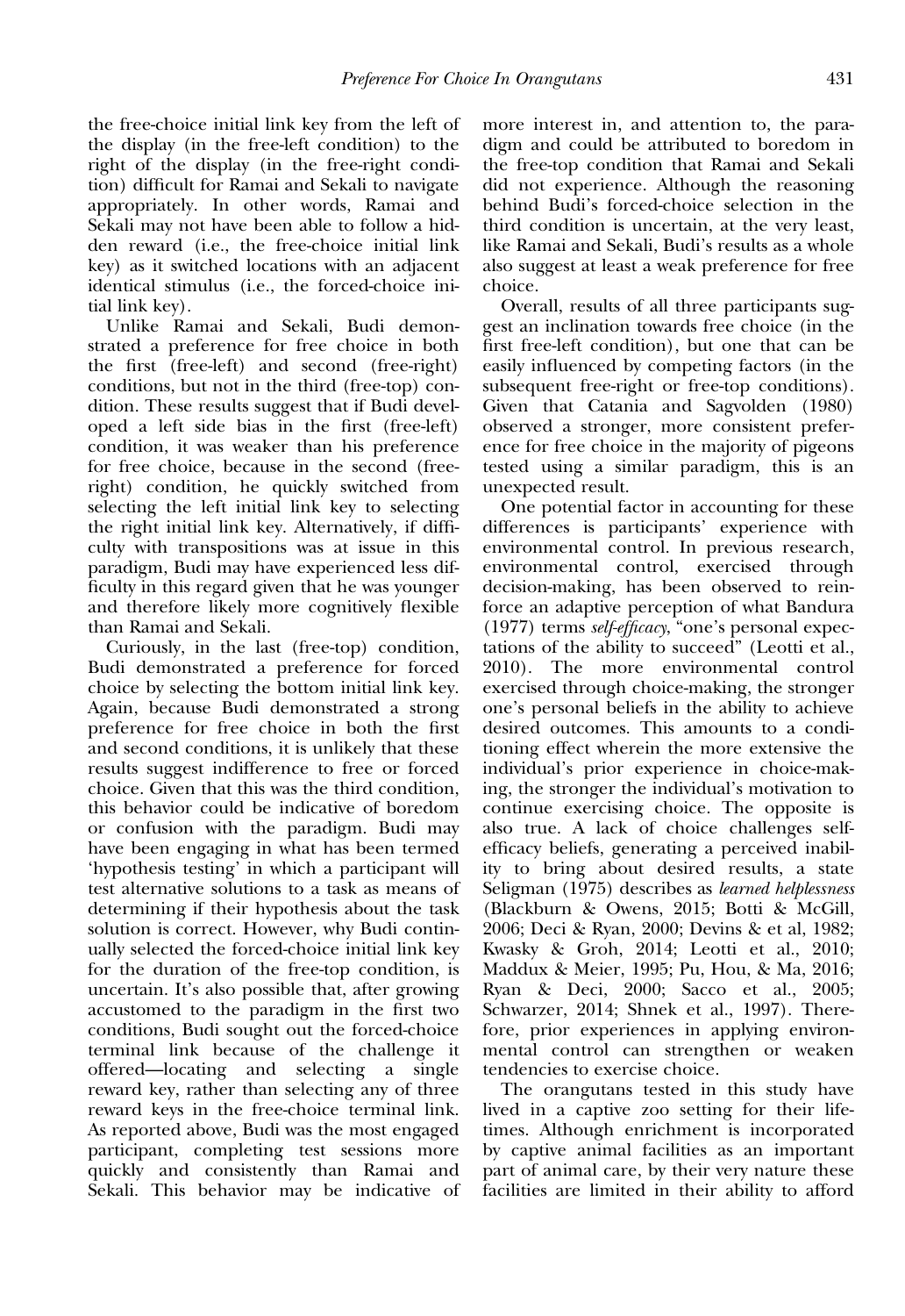the free-choice initial link key from the left of the display (in the free-left condition) to the right of the display (in the free-right condition) difficult for Ramai and Sekali to navigate appropriately. In other words, Ramai and Sekali may not have been able to follow a hidden reward (i.e., the free-choice initial link key) as it switched locations with an adjacent identical stimulus (i.e., the forced-choice initial link key).

Unlike Ramai and Sekali, Budi demonstrated a preference for free choice in both the first (free-left) and second (free-right) conditions, but not in the third (free-top) condition. These results suggest that if Budi developed a left side bias in the first (free-left) condition, it was weaker than his preference for free choice, because in the second (free-right) condition, he quickly switched from selecting the left initial link key to selecting the right initial link key. Alternatively, if difficulty with transpositions was at issue in this paradigm, Budi may have experienced less difficulty in this regard given that he was younger and therefore likely more cognitively flexible than Ramai and Sekali.

Curiously, in the last (free-top) condition, Budi demonstrated a preference for forced choice by selecting the bottom initial link key. Again, because Budi demonstrated a strong preference for free choice in both the first and second conditions, it is unlikely that these results suggest indifference to free or forced choice. Given that this was the third condition, this behavior could be indicative of boredom or confusion with the paradigm. Budi may have been engaging in what has been termed 'hypothesis testing' in which a participant will test alternative solutions to a task as means of determining if their hypothesis about the task solution is correct. However, why Budi continually selected the forced-choice initial link key for the duration of the free-top condition, is uncertain. It's also possible that, after growing accustomed to the paradigm in the first two conditions, Budi sought out the forced-choice terminal link because of the challenge it offered—locating and selecting a single reward key, rather than selecting any of three reward keys in the free-choice terminal link. As reported above, Budi was the most engaged participant, completing test sessions more quickly and consistently than Ramai and Sekali. This behavior may be indicative of more interest in, and attention to, the paradigm and could be attributed to boredom in the free-top condition that Ramai and Sekali did not experience. Although the reasoning behind Budi's forced-choice selection in the third condition is uncertain, at the very least, like Ramai and Sekali, Budi's results as a whole also suggest at least a weak preference for free choice.

Overall, results of all three participants suggest an inclination towards free choice (in the first free-left condition), but one that can be easily influenced by competing factors (in the subsequent free-right or free-top conditions). Given that Catania and Sagvolden (1980) observed a stronger, more consistent preference for free choice in the majority of pigeons tested using a similar paradigm, this is an unexpected result.

One potential factor in accounting for these differences is participants' experience with environmental control. In previous research, environmental control, exercised through decision-making, has been observed to reinforce an adaptive perception of what Bandura (1977) terms *self-efficacy*, "one's personal expectations of the ability to succeed" (Leotti et al., 2010). The more environmental control exercised through choice-making, the stronger one's personal beliefs in the ability to achieve desired outcomes. This amounts to a conditioning effect wherein the more extensive the individual's prior experience in choice-making, the stronger the individual's motivation to continue exercising choice. The opposite is also true. A lack of choice challenges self-efficacy beliefs, generating a perceived inability to bring about desired results, a state Seligman (1975) describes as *learned helplessness* (Blackburn & Owens, 2015; Botti & McGill, 2006; Deci & Ryan, 2000; Devins & et al, 1982; Kwasky & Groh, 2014; Leotti et al., 2010; Maddux & Meier, 1995; Pu, Hou, & Ma, 2016; Ryan & Deci, 2000; Sacco et al., 2005; Schwarzer, 2014; Shnek et al., 1997). Therefore, prior experiences in applying environmental control can strengthen or weaken tendencies to exercise choice.

The orangutans tested in this study have lived in a captive zoo setting for their lifetimes. Although enrichment is incorporated by captive animal facilities as an important part of animal care, by their very nature these facilities are limited in their ability to afford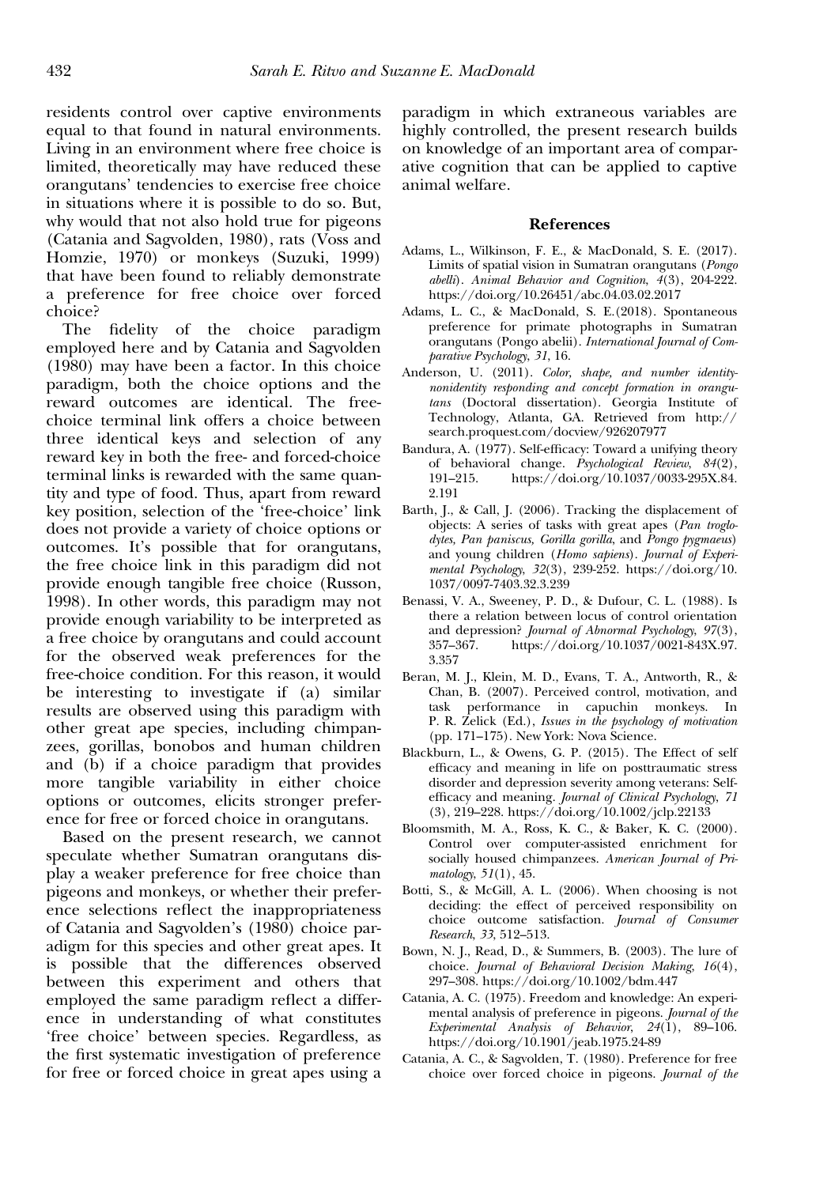residents control over captive environments equal to that found in natural environments. Living in an environment where free choice is limited, theoretically may have reduced these orangutans' tendencies to exercise free choice in situations where it is possible to do so. But, why would that not also hold true for pigeons (Catania and Sagvolden, 1980), rats (Voss and Homzie, 1970) or monkeys (Suzuki, 1999) that have been found to reliably demonstrate a preference for free choice over forced choice?

The fidelity of the choice paradigm employed here and by Catania and Sagvolden (1980) may have been a factor. In this choice paradigm, both the choice options and the reward outcomes are identical. The free-choice terminal link offers a choice between three identical keys and selection of any reward key in both the free- and forced-choice terminal links is rewarded with the same quantity and type of food. Thus, apart from reward key position, selection of the 'free-choice' link does not provide a variety of choice options or outcomes. It's possible that for orangutans, the free choice link in this paradigm did not provide enough tangible free choice (Russon, 1998). In other words, this paradigm may not provide enough variability to be interpreted as a free choice by orangutans and could account for the observed weak preferences for the free-choice condition. For this reason, it would be interesting to investigate if (a) similar results are observed using this paradigm with other great ape species, including chimpanzees, gorillas, bonobos and human children and (b) if a choice paradigm that provides more tangible variability in either choice options or outcomes, elicits stronger preference for free or forced choice in orangutans.

Based on the present research, we cannot speculate whether Sumatran orangutans display a weaker preference for free choice than pigeons and monkeys, or whether their preference selections reflect the inappropriateness of Catania and Sagvolden's (1980) choice paradigm for this species and other great apes. It is possible that the differences observed between this experiment and others that employed the same paradigm reflect a difference in understanding of what constitutes 'free choice' between species. Regardless, as the first systematic investigation of preference for free or forced choice in great apes using a paradigm in which extraneous variables are highly controlled, the present research builds on knowledge of an important area of comparative cognition that can be applied to captive animal welfare.

## References

Adams, L., Wilkinson, F. E., & MacDonald, S. E. (2017). Limits of spatial vision in Sumatran orangutans (*Pongo abelli*). *Animal Behavior and Cognition*, *4*(3), 204-222. https://doi.org/10.26451/abc.04.03.02.2017

Adams, L. C., & MacDonald, S. E.(2018). Spontaneous preference for primate photographs in Sumatran orangutans (Pongo abelii). *International Journal of Comparative Psychology*, *31*, 16.

Anderson, U. (2011). *Color, shape, and number identity-nonidentity responding and concept formation in orangutans* (Doctoral dissertation). Georgia Institute of Technology, Atlanta, GA. Retrieved from http://search.proquest.com/docview/926207977

Bandura, A. (1977). Self-efficacy: Toward a unifying theory of behavioral change. *Psychological Review*, *84*(2), 191–215. https://doi.org/10.1037/0033-295X.84.2.191

Barth, J., & Call, J. (2006). Tracking the displacement of objects: A series of tasks with great apes (*Pan troglodytes, Pan paniscus, Gorilla gorilla*, and *Pongo pygmaeus*) and young children (*Homo sapiens*). *Journal of Experimental Psychology*, *32*(3), 239-252. https://doi.org/10.1037/0097-7403.32.3.239

Benassi, V. A., Sweeney, P. D., & Dufour, C. L. (1988). Is there a relation between locus of control orientation and depression? *Journal of Abnormal Psychology*, *97*(3), 357–367. https://doi.org/10.1037/0021-843X.97.3.357

Beran, M. J., Klein, M. D., Evans, T. A., Antworth, R., & Chan, B. (2007). Perceived control, motivation, and task performance in capuchin monkeys. In P. R. Zelick (Ed.), *Issues in the psychology of motivation* (pp. 171–175). New York: Nova Science.

Blackburn, L., & Owens, G. P. (2015). The Effect of self efficacy and meaning in life on posttraumatic stress disorder and depression severity among veterans: Self-efficacy and meaning. *Journal of Clinical Psychology*, *71* (3), 219–228. https://doi.org/10.1002/jclp.22133

Bloomsmith, M. A., Ross, K. C., & Baker, K. C. (2000). Control over computer-assisted enrichment for socially housed chimpanzees. *American Journal of Primatology*, *51*(1), 45.

Botti, S., & McGill, A. L. (2006). When choosing is not deciding: the effect of perceived responsibility on choice outcome satisfaction. *Journal of Consumer Research*, *33*, 512–513.

Bown, N. J., Read, D., & Summers, B. (2003). The lure of choice. *Journal of Behavioral Decision Making*, *16*(4), 297–308. https://doi.org/10.1002/bdm.447

Catania, A. C. (1975). Freedom and knowledge: An experimental analysis of preference in pigeons. *Journal of the Experimental Analysis of Behavior*, *24*(1), 89–106. https://doi.org/10.1901/jeab.1975.24-89

Catania, A. C., & Sagvolden, T. (1980). Preference for free choice over forced choice in pigeons. *Journal of the*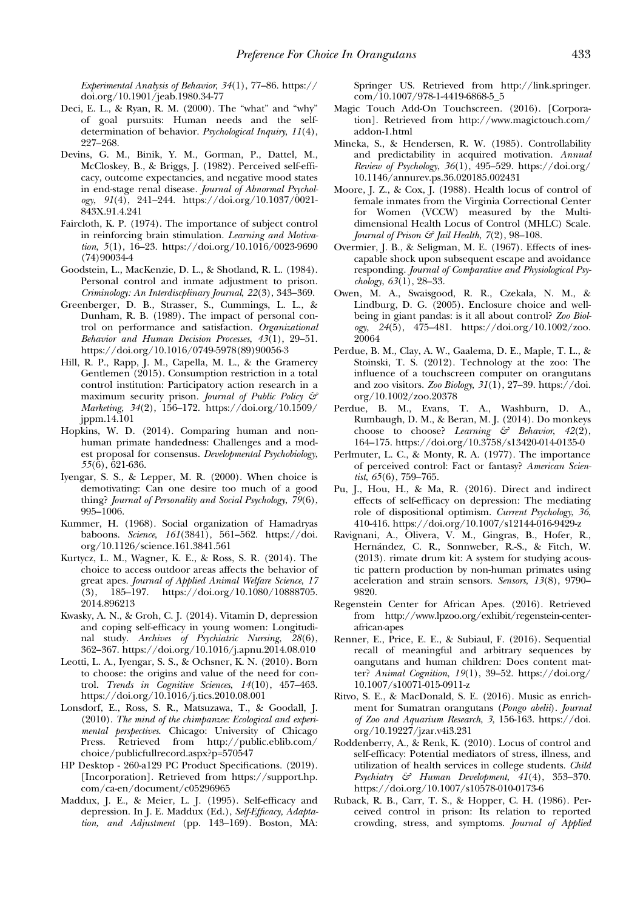*Experimental Analysis of Behavior*, *34*(1), 77–86. https://doi.org/10.1901/jeab.1980.34-77

Deci, E. L., & Ryan, R. M. (2000). The "what" and "why" of goal pursuits: Human needs and the self-determination of behavior. *Psychological Inquiry*, *11*(4), 227–268.

Devins, G. M., Binik, Y. M., Gorman, P., Dattel, M., McCloskey, B., & Briggs, J. (1982). Perceived self-efficacy, outcome expectancies, and negative mood states in end-stage renal disease. *Journal of Abnormal Psychology*, *91*(4), 241–244. https://doi.org/10.1037/0021-843X.91.4.241

Faircloth, K. P. (1974). The importance of subject control in reinforcing brain stimulation. *Learning and Motivation*, *5*(1), 16–23. https://doi.org/10.1016/0023-9690(74)90034-4

Goodstein, L., MacKenzie, D. L., & Shotland, R. L. (1984). Personal control and inmate adjustment to prison. *Criminology: An Interdiscplinary Journal*, *22*(3), 343–369.

Greenberger, D. B., Strasser, S., Cummings, L. L., & Dunham, R. B. (1989). The impact of personal control on performance and satisfaction. *Organizational Behavior and Human Decision Processes*, *43*(1), 29–51. https://doi.org/10.1016/0749-5978(89)90056-3

Hill, R. P., Rapp, J. M., Capella, M. L., & the Gramercy Gentlemen (2015). Consumption restriction in a total control institution: Participatory action research in a maximum security prison. *Journal of Public Policy & Marketing*, *34*(2), 156–172. https://doi.org/10.1509/jppm.14.101

Hopkins, W. D. (2014). Comparing human and nonhuman primate handedness: Challenges and a modest proposal for consensus. *Developmental Psychobiology*, *55*(6), 621-636.

Iyengar, S. S., & Lepper, M. R. (2000). When choice is demotivating: Can one desire too much of a good thing? *Journal of Personality and Social Psychology*, *79*(6), 995–1006.

Kummer, H. (1968). Social organization of Hamadryas baboons. *Science*, *161*(3841), 561–562. https://doi.org/10.1126/science.161.3841.561

Kurtycz, L. M., Wagner, K. E., & Ross, S. R. (2014). The choice to access outdoor areas affects the behavior of great apes. *Journal of Applied Animal Welfare Science*, *17* (3), 185–197. https://doi.org/10.1080/10888705.2014.896213

Kwasky, A. N., & Groh, C. J. (2014). Vitamin D, depression and coping self-efficacy in young women: Longitudinal study. *Archives of Psychiatric Nursing*, *28*(6), 362–367. https://doi.org/10.1016/j.apnu.2014.08.010

Leotti, L. A., Iyengar, S. S., & Ochsner, K. N. (2010). Born to choose: the origins and value of the need for control. *Trends in Cognitive Sciences*, *14*(10), 457–463. https://doi.org/10.1016/j.tics.2010.08.001

Lonsdorf, E., Ross, S. R., Matsuzawa, T., & Goodall, J. (2010). *The mind of the chimpanzee: Ecological and experimental perspectives*. Chicago: University of Chicago Press. Retrieved from http://public.eblib.com/choice/publicfullrecord.aspx?p=570547

HP Desktop - 260-a129 PC Product Specifications. (2019). [Incorporation]. Retrieved from https://support.hp.com/ca-en/document/c05296965

Maddux, J. E., & Meier, L. J. (1995). Self-efficacy and depression. In J. E. Maddux (Ed.), *Self-Efficacy, Adaptation, and Adjustment* (pp. 143–169). Boston, MA: Springer US. Retrieved from http://link.springer.com/10.1007/978-1-4419-6868-5_5

Magic Touch Add-On Touchscreen. (2016). [Corporation]. Retrieved from http://www.magictouch.com/addon-1.html

Mineka, S., & Hendersen, R. W. (1985). Controllability and predictability in acquired motivation. *Annual Review of Psychology*, *36*(1), 495–529. https://doi.org/10.1146/annurev.ps.36.020185.002431

Moore, J. Z., & Cox, J. (1988). Health locus of control of female inmates from the Virginia Correctional Center for Women (VCCW) measured by the Multidimensional Health Locus of Control (MHLC) Scale. *Journal of Prison & Jail Health*, *7*(2), 98–108.

Overmier, J. B., & Seligman, M. E. (1967). Effects of inescapable shock upon subsequent escape and avoidance responding. *Journal of Comparative and Physiological Psychology*, *63*(1), 28–33.

Owen, M. A., Swaisgood, R. R., Czekala, N. M., & Lindburg, D. G. (2005). Enclosure choice and well-being in giant pandas: is it all about control? *Zoo Biology*, *24*(5), 475–481. https://doi.org/10.1002/zoo.20064

Perdue, B. M., Clay, A. W., Gaalema, D. E., Maple, T. L., & Stoinski, T. S. (2012). Technology at the zoo: The influence of a touchscreen computer on orangutans and zoo visitors. *Zoo Biology*, *31*(1), 27–39. https://doi.org/10.1002/zoo.20378

Perdue, B. M., Evans, T. A., Washburn, D. A., Rumbaugh, D. M., & Beran, M. J. (2014). Do monkeys choose to choose? *Learning & Behavior*, *42*(2), 164–175. https://doi.org/10.3758/s13420-014-0135-0

Perlmuter, L. C., & Monty, R. A. (1977). The importance of perceived control: Fact or fantasy? *American Scientist*, *65*(6), 759–765.

Pu, J., Hou, H., & Ma, R. (2016). Direct and indirect effects of self-efficacy on depression: The mediating role of dispositional optimism. *Current Psychology*, *36*, 410-416. https://doi.org/10.1007/s12144-016-9429-z

Ravignani, A., Olivera, V. M., Gingras, B., Hofer, R., Hernández, C. R., Sonnweber, R.-S., & Fitch, W. (2013). rimate drum kit: A system for studying acoustic pattern production by non-human primates using aceleration and strain sensors. *Sensors*, *13*(8), 9790–9820.

Regenstein Center for African Apes. (2016). Retrieved from http://www.lpzoo.org/exhibit/regenstein-center-african-apes

Renner, E., Price, E. E., & Subiaul, F. (2016). Sequential recall of meaningful and arbitrary sequences by oangutans and human children: Does content matter? *Animal Cognition*, *19*(1), 39–52. https://doi.org/10.1007/s10071-015-0911-z

Ritvo, S. E., & MacDonald, S. E. (2016). Music as enrichment for Sumatran orangutans (*Pongo abelii*). *Journal of Zoo and Aquarium Research*, *3*, 156-163. https://doi.org/10.19227/jzar.v4i3.231

Roddenberry, A., & Renk, K. (2010). Locus of control and self-efficacy: Potential mediators of stress, illness, and utilization of health services in college students. *Child Psychiatry & Human Development*, *41*(4), 353–370. https://doi.org/10.1007/s10578-010-0173-6

Ruback, R. B., Carr, T. S., & Hopper, C. H. (1986). Perceived control in prison: Its relation to reported crowding, stress, and symptoms. *Journal of Applied*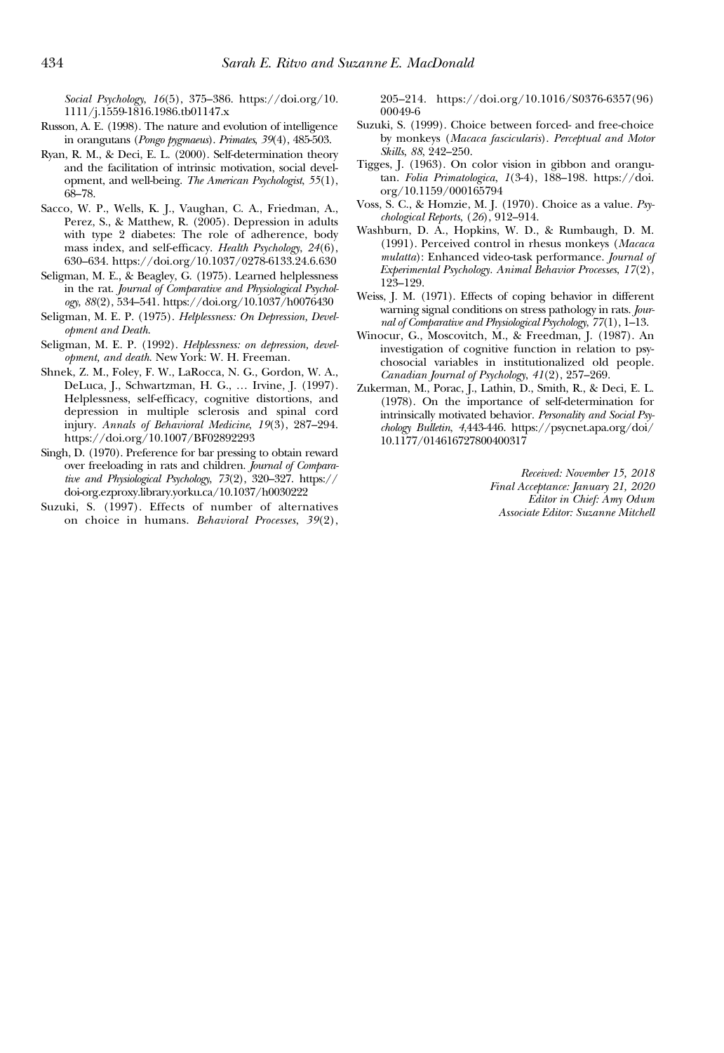*Social Psychology*, *16*(5), 375–386. https://doi.org/10.1111/j.1559-1816.1986.tb01147.x

Russon, A. E. (1998). The nature and evolution of intelligence in orangutans (*Pongo pygmaeus*). *Primates*, *39*(4), 485-503.

Ryan, R. M., & Deci, E. L. (2000). Self-determination theory and the facilitation of intrinsic motivation, social development, and well-being. *The American Psychologist*, *55*(1), 68–78.

Sacco, W. P., Wells, K. J., Vaughan, C. A., Friedman, A., Perez, S., & Matthew, R. (2005). Depression in adults with type 2 diabetes: The role of adherence, body mass index, and self-efficacy. *Health Psychology*, *24*(6), 630–634. https://doi.org/10.1037/0278-6133.24.6.630

Seligman, M. E., & Beagley, G. (1975). Learned helplessness in the rat. *Journal of Comparative and Physiological Psychology*, *88*(2), 534–541. https://doi.org/10.1037/h0076430

Seligman, M. E. P. (1975). *Helplessness: On Depression, Development and Death*.

Seligman, M. E. P. (1992). *Helplessness: on depression, development, and death*. New York: W. H. Freeman.

Shnek, Z. M., Foley, F. W., LaRocca, N. G., Gordon, W. A., DeLuca, J., Schwartzman, H. G., … Irvine, J. (1997). Helplessness, self-efficacy, cognitive distortions, and depression in multiple sclerosis and spinal cord injury. *Annals of Behavioral Medicine*, *19*(3), 287–294. https://doi.org/10.1007/BF02892293

Singh, D. (1970). Preference for bar pressing to obtain reward over freeloading in rats and children. *Journal of Comparative and Physiological Psychology*, *73*(2), 320–327. https://doi-org.ezproxy.library.yorku.ca/10.1037/h0030222

Suzuki, S. (1997). Effects of number of alternatives on choice in humans. *Behavioral Processes*, *39*(2), 205–214. https://doi.org/10.1016/S0376-6357(96)00049-6

Suzuki, S. (1999). Choice between forced- and free-choice by monkeys (*Macaca fascicularis*). *Perceptual and Motor Skills*, *88*, 242–250.

Tigges, J. (1963). On color vision in gibbon and orangutan. *Folia Primatologica*, *1*(3-4), 188–198. https://doi.org/10.1159/000165794

Voss, S. C., & Homzie, M. J. (1970). Choice as a value. *Psychological Reports*, (*26*), 912–914.

Washburn, D. A., Hopkins, W. D., & Rumbaugh, D. M. (1991). Perceived control in rhesus monkeys (*Macaca mulatta*): Enhanced video-task performance. *Journal of Experimental Psychology. Animal Behavior Processes*, *17*(2), 123–129.

Weiss, J. M. (1971). Effects of coping behavior in different warning signal conditions on stress pathology in rats. *Journal of Comparative and Physiological Psychology*, *77*(1), 1–13.

Winocur, G., Moscovitch, M., & Freedman, J. (1987). An investigation of cognitive function in relation to psychosocial variables in institutionalized old people. *Canadian Journal of Psychology*, *41*(2), 257–269.

Zukerman, M., Porac, J., Lathin, D., Smith, R., & Deci, E. L. (1978). On the importance of self-determination for intrinsically motivated behavior. *Personality and Social Psychology Bulletin*, *4*,443-446. https://psycnet.apa.org/doi/10.1177/014616727800400317

*Received: November 15, 2018*
*Final Acceptance: January 21, 2020*
*Editor in Chief: Amy Odum*
*Associate Editor: Suzanne Mitchell*